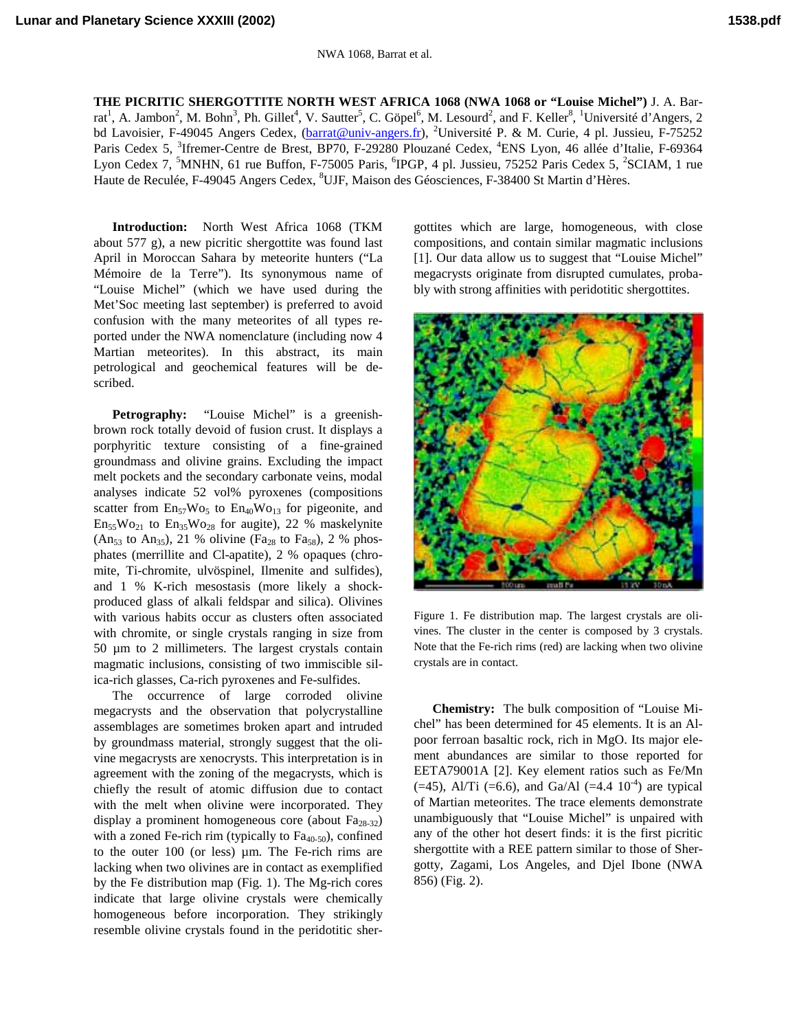**THE PICRITIC SHERGOTTITE NORTH WEST AFRICA 1068 (NWA 1068 or "Louise Michel")** J. A. Barrat[1], A. Jambon[2], M. Bohn[3], Ph. Gillet[4], V. Sautter[5], C. Göpel[6], M. Lesourd[2], and F. Keller[8], [1]Université d'Angers, 2 bd Lavoisier, F-49045 Angers Cedex, (barrat@univ-angers.fr), [2]Université P. & M. Curie, 4 pl. Jussieu, F-75252 Paris Cedex 5, [3]Ifremer-Centre de Brest, BP70, F-29280 Plouzané Cedex, [4]ENS Lyon, 46 allée d'Italie, F-69364 Lyon Cedex 7, [5]MNHN, 61 rue Buffon, F-75005 Paris, [6]IPGP, 4 pl. Jussieu, 75252 Paris Cedex 5, [2]SCIAM, 1 rue Haute de Reculée, F-49045 Angers Cedex, [8]UJF, Maison des Géosciences, F-38400 St Martin d'Hères.

**Introduction:** North West Africa 1068 (TKM about 577 g), a new picritic shergottite was found last April in Moroccan Sahara by meteorite hunters ("La Mémoire de la Terre"). Its synonymous name of "Louise Michel" (which we have used during the Met'Soc meeting last september) is preferred to avoid confusion with the many meteorites of all types reported under the NWA nomenclature (including now 4 Martian meteorites). In this abstract, its main petrological and geochemical features will be described.

**Petrography:** "Louise Michel" is a greenish-brown rock totally devoid of fusion crust. It displays a porphyritic texture consisting of a fine-grained groundmass and olivine grains. Excluding the impact melt pockets and the secondary carbonate veins, modal analyses indicate 52 vol% pyroxenes (compositions scatter from $En_{57}Wo_5$ to $En_{40}Wo_{13}$ for pigeonite, and $En_{55}Wo_{21}$ to $En_{35}Wo_{28}$ for augite), 22 % maskelynite ($An_{53}$ to $An_{35}$), 21 % olivine ($Fa_{28}$ to $Fa_{58}$), 2 % phosphates (merrillite and Cl-apatite), 2 % opaques (chromite, Ti-chromite, ulvöspinel, Ilmenite and sulfides), and 1 % K-rich mesostasis (more likely a shock-produced glass of alkali feldspar and silica). Olivines with various habits occur as clusters often associated with chromite, or single crystals ranging in size from 50 µm to 2 millimeters. The largest crystals contain magmatic inclusions, consisting of two immiscible silica-rich glasses, Ca-rich pyroxenes and Fe-sulfides.

The occurrence of large corroded olivine megacrysts and the observation that polycrystalline assemblages are sometimes broken apart and intruded by groundmass material, strongly suggest that the olivine megacrysts are xenocrysts. This interpretation is in agreement with the zoning of the megacrysts, which is chiefly the result of atomic diffusion due to contact with the melt when olivine were incorporated. They display a prominent homogeneous core (about $Fa_{28-32}$) with a zoned Fe-rich rim (typically to $Fa_{40-50}$), confined to the outer 100 (or less) µm. The Fe-rich rims are lacking when two olivines are in contact as exemplified by the Fe distribution map (Fig. 1). The Mg-rich cores indicate that large olivine crystals were chemically homogeneous before incorporation. They strikingly resemble olivine crystals found in the peridotitic shergottites which are large, homogeneous, with close compositions, and contain similar magmatic inclusions [1]. Our data allow us to suggest that "Louise Michel" megacrysts originate from disrupted cumulates, probably with strong affinities with peridotitic shergottites.

Figure 1. Fe distribution map. The largest crystals are olivines. The cluster in the center is composed by 3 crystals. Note that the Fe-rich rims (red) are lacking when two olivine crystals are in contact.

**Chemistry:** The bulk composition of "Louise Michel" has been determined for 45 elements. It is an Al-poor ferroan basaltic rock, rich in MgO. Its major element abundances are similar to those reported for EETA79001A [2]. Key element ratios such as Fe/Mn (=45), Al/Ti (=6.6), and Ga/Al (=4.4 $10^{-4}$) are typical of Martian meteorites. The trace elements demonstrate unambiguously that "Louise Michel" is unpaired with any of the other hot desert finds: it is the first picritic shergottite with a REE pattern similar to those of Shergotty, Zagami, Los Angeles, and Djel Ibone (NWA 856) (Fig. 2).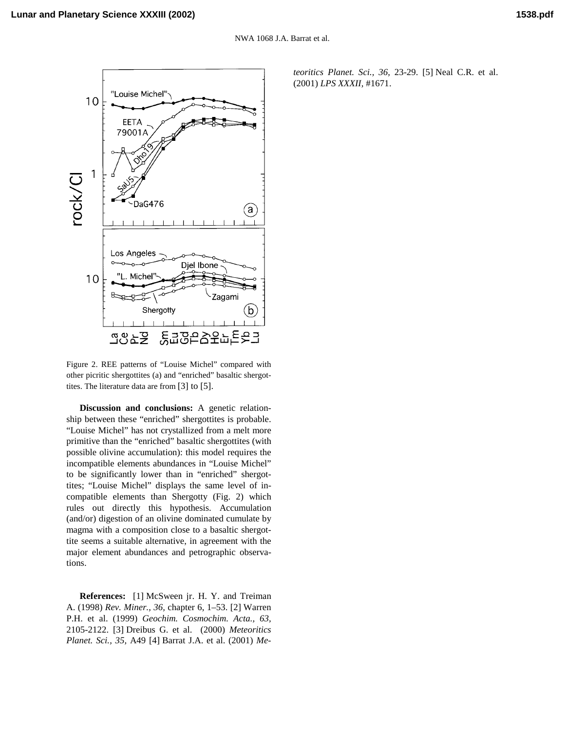"Louise Michel"

10

EETA 79001A

Dho19

1

SaU5

rock/CI

DaG476

a

Los Angeles

Djel Ibone

"L. Michel"

10

Zagami

Shergotty

b

La Ce Pr Nd Sm Eu Gd Tb Dy Ho Er Tm Yb Lu

Figure 2. REE patterns of "Louise Michel" compared with other picritic shergottites (a) and "enriched" basaltic shergottites. The literature data are from [3] to [5].

**Discussion and conclusions:** A genetic relationship between these "enriched" shergottites is probable. "Louise Michel" has not crystallized from a melt more primitive than the "enriched" basaltic shergottites (with possible olivine accumulation): this model requires the incompatible elements abundances in "Louise Michel" to be significantly lower than in "enriched" shergottites; "Louise Michel" displays the same level of incompatible elements than Shergotty (Fig. 2) which rules out directly this hypothesis. Accumulation (and/or) digestion of an olivine dominated cumulate by magma with a composition close to a basaltic shergottite seems a suitable alternative, in agreement with the major element abundances and petrographic observations.

**References:** [1] McSween jr. H. Y. and Treiman A. (1998) *Rev. Miner., 36,* chapter 6, 1–53. [2] Warren P.H. et al. (1999) *Geochim. Cosmochim. Acta., 63,* 2105-2122. [3] Dreibus G. et al. (2000) *Meteoritics Planet. Sci., 35,* A49 [4] Barrat J.A. et al. (2001) *Meteoritics Planet. Sci., 36,* 23-29. [5] Neal C.R. et al. (2001) *LPS XXXII*, #1671.